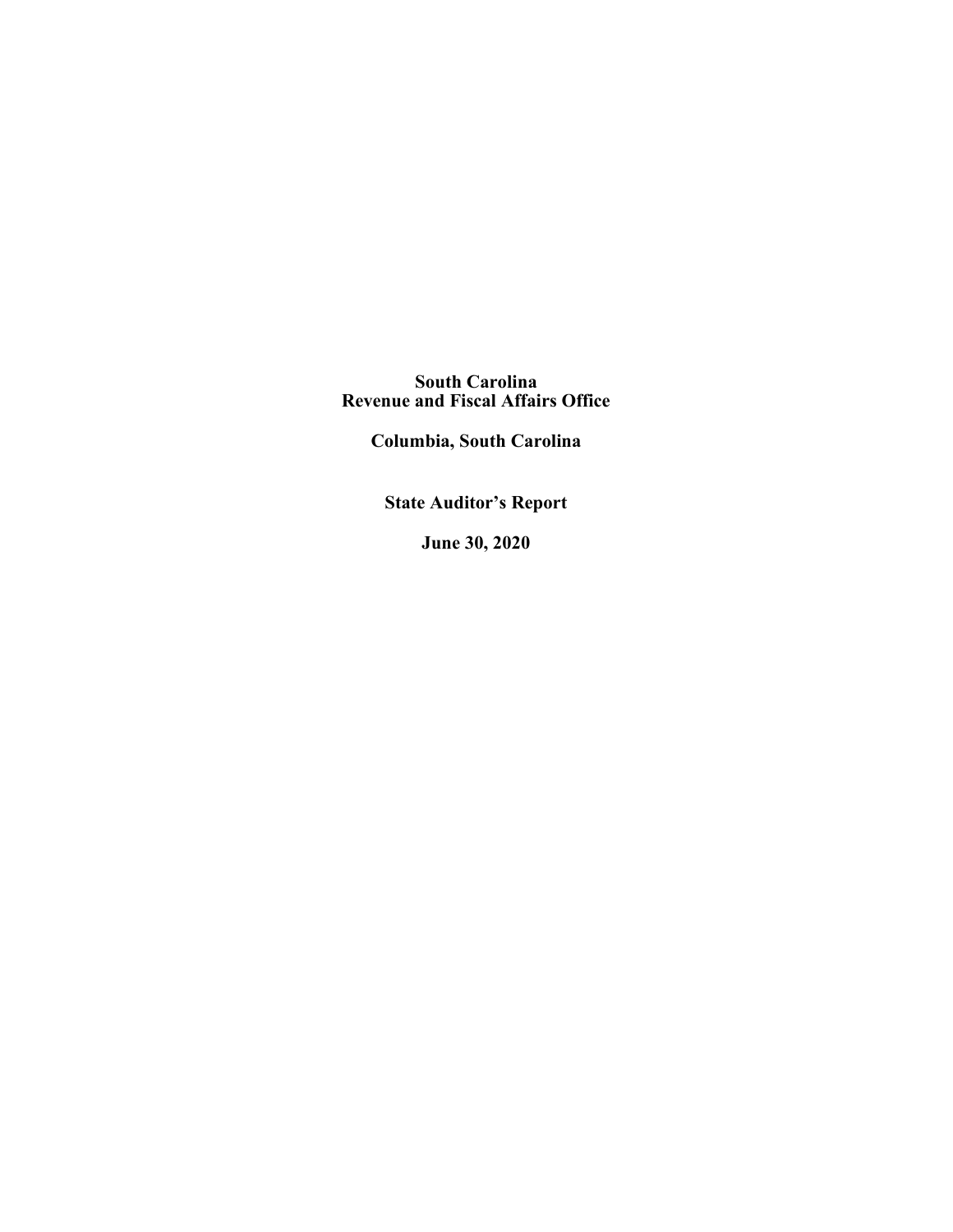# South Carolina
# Revenue and Fiscal Affairs Office

## Columbia, South Carolina

## State Auditor's Report

## June 30, 2020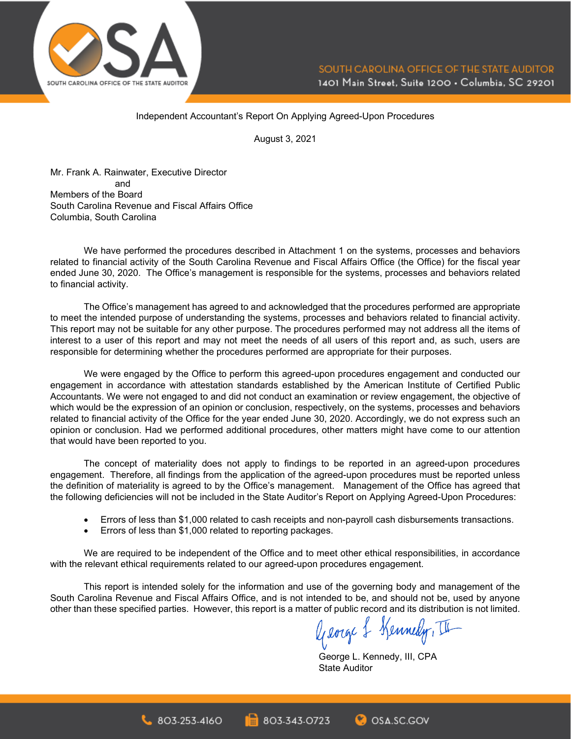Independent Accountant's Report On Applying Agreed-Upon Procedures

August 3, 2021

Mr. Frank A. Rainwater, Executive Director
and
Members of the Board
South Carolina Revenue and Fiscal Affairs Office
Columbia, South Carolina

We have performed the procedures described in Attachment 1 on the systems, processes and behaviors related to financial activity of the South Carolina Revenue and Fiscal Affairs Office (the Office) for the fiscal year ended June 30, 2020. The Office's management is responsible for the systems, processes and behaviors related to financial activity.

The Office's management has agreed to and acknowledged that the procedures performed are appropriate to meet the intended purpose of understanding the systems, processes and behaviors related to financial activity. This report may not be suitable for any other purpose. The procedures performed may not address all the items of interest to a user of this report and may not meet the needs of all users of this report and, as such, users are responsible for determining whether the procedures performed are appropriate for their purposes.

We were engaged by the Office to perform this agreed-upon procedures engagement and conducted our engagement in accordance with attestation standards established by the American Institute of Certified Public Accountants. We were not engaged to and did not conduct an examination or review engagement, the objective of which would be the expression of an opinion or conclusion, respectively, on the systems, processes and behaviors related to financial activity of the Office for the year ended June 30, 2020. Accordingly, we do not express such an opinion or conclusion. Had we performed additional procedures, other matters might have come to our attention that would have been reported to you.

The concept of materiality does not apply to findings to be reported in an agreed-upon procedures engagement. Therefore, all findings from the application of the agreed-upon procedures must be reported unless the definition of materiality is agreed to by the Office's management. Management of the Office has agreed that the following deficiencies will not be included in the State Auditor's Report on Applying Agreed-Upon Procedures:

- Errors of less than $1,000 related to cash receipts and non-payroll cash disbursements transactions.
- Errors of less than $1,000 related to reporting packages.

We are required to be independent of the Office and to meet other ethical responsibilities, in accordance with the relevant ethical requirements related to our agreed-upon procedures engagement.

This report is intended solely for the information and use of the governing body and management of the South Carolina Revenue and Fiscal Affairs Office, and is not intended to be, and should not be, used by anyone other than these specified parties. However, this report is a matter of public record and its distribution is not limited.

George L. Kennedy, III, CPA
State Auditor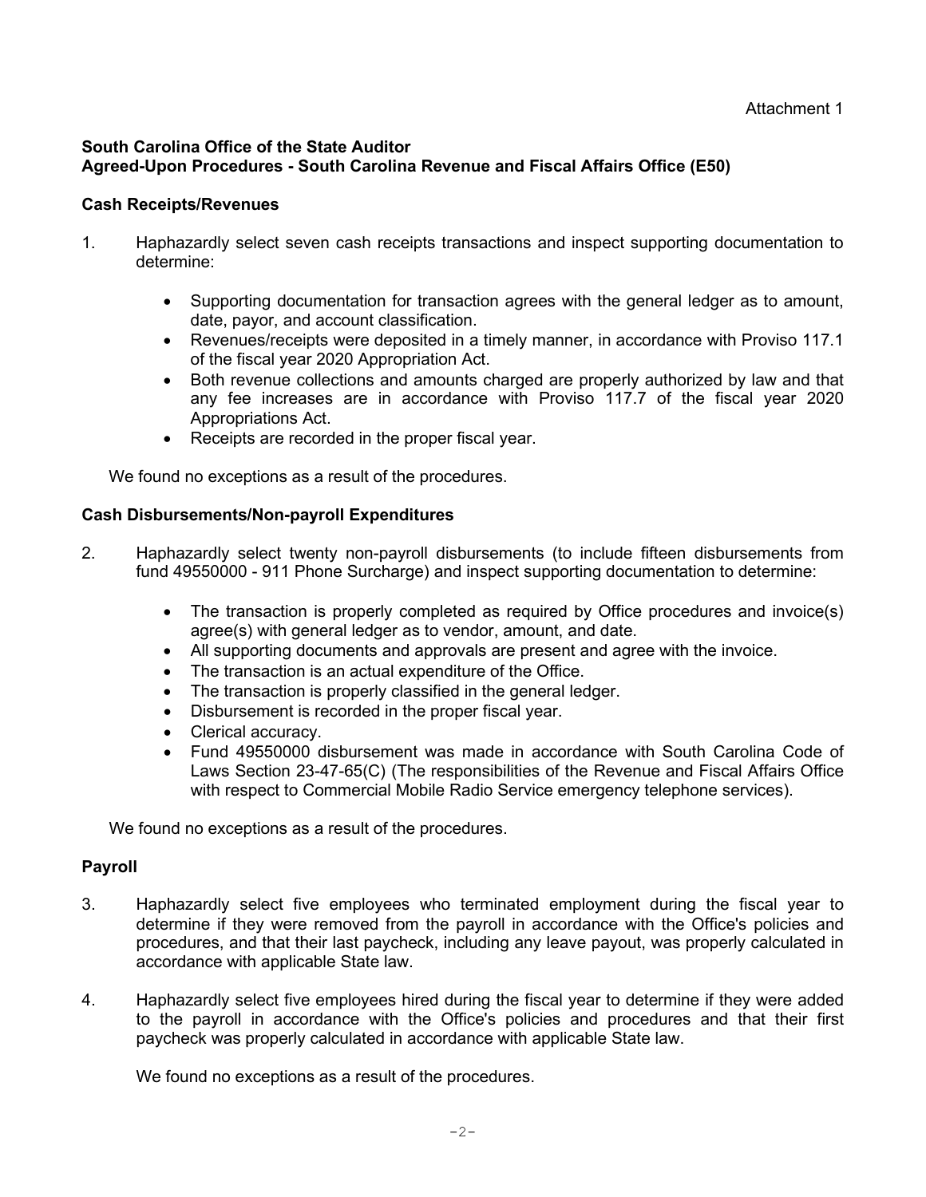Attachment 1

**South Carolina Office of the State Auditor**
**Agreed-Upon Procedures - South Carolina Revenue and Fiscal Affairs Office (E50)**

**Cash Receipts/Revenues**

1. Haphazardly select seven cash receipts transactions and inspect supporting documentation to determine:

    - Supporting documentation for transaction agrees with the general ledger as to amount, date, payor, and account classification.
    - Revenues/receipts were deposited in a timely manner, in accordance with Proviso 117.1 of the fiscal year 2020 Appropriation Act.
    - Both revenue collections and amounts charged are properly authorized by law and that any fee increases are in accordance with Proviso 117.7 of the fiscal year 2020 Appropriations Act.
    - Receipts are recorded in the proper fiscal year.

We found no exceptions as a result of the procedures.

**Cash Disbursements/Non-payroll Expenditures**

2. Haphazardly select twenty non-payroll disbursements (to include fifteen disbursements from fund 49550000 - 911 Phone Surcharge) and inspect supporting documentation to determine:

    - The transaction is properly completed as required by Office procedures and invoice(s) agree(s) with general ledger as to vendor, amount, and date.
    - All supporting documents and approvals are present and agree with the invoice.
    - The transaction is an actual expenditure of the Office.
    - The transaction is properly classified in the general ledger.
    - Disbursement is recorded in the proper fiscal year.
    - Clerical accuracy.
    - Fund 49550000 disbursement was made in accordance with South Carolina Code of Laws Section 23-47-65(C) (The responsibilities of the Revenue and Fiscal Affairs Office with respect to Commercial Mobile Radio Service emergency telephone services).

We found no exceptions as a result of the procedures.

**Payroll**

3. Haphazardly select five employees who terminated employment during the fiscal year to determine if they were removed from the payroll in accordance with the Office's policies and procedures, and that their last paycheck, including any leave payout, was properly calculated in accordance with applicable State law.

4. Haphazardly select five employees hired during the fiscal year to determine if they were added to the payroll in accordance with the Office's policies and procedures and that their first paycheck was properly calculated in accordance with applicable State law.

    We found no exceptions as a result of the procedures.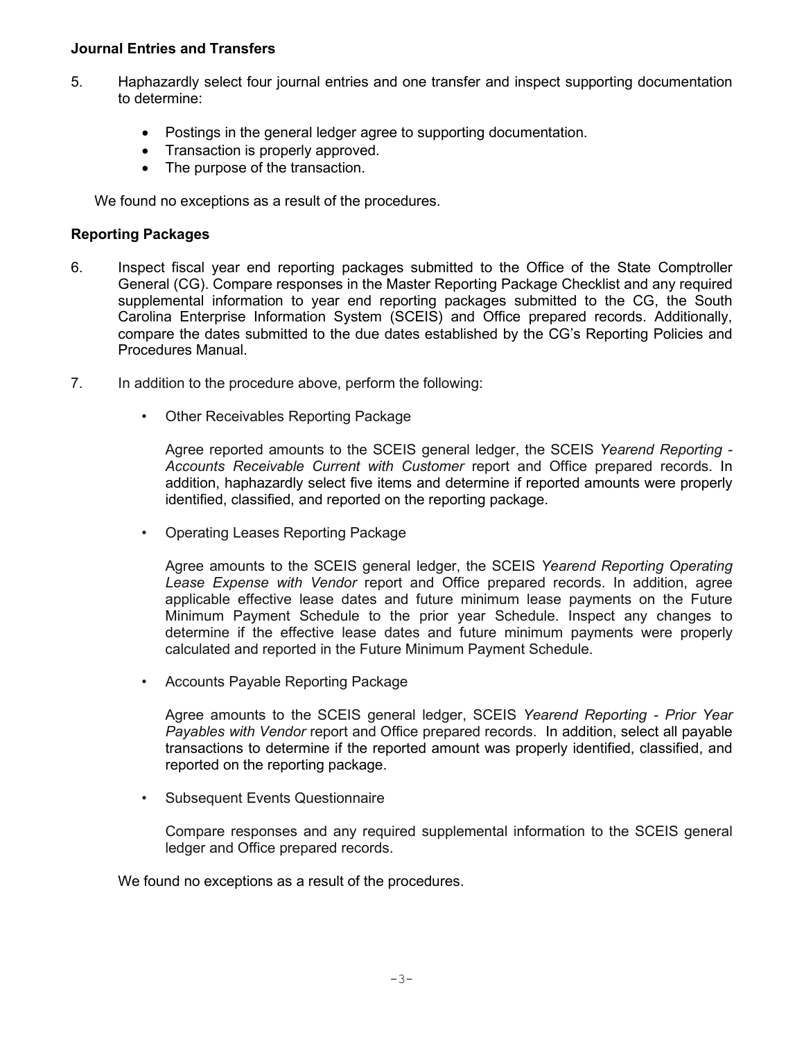**Journal Entries and Transfers**

5. Haphazardly select four journal entries and one transfer and inspect supporting documentation to determine:

   - Postings in the general ledger agree to supporting documentation.
   - Transaction is properly approved.
   - The purpose of the transaction.

We found no exceptions as a result of the procedures.

**Reporting Packages**

6. Inspect fiscal year end reporting packages submitted to the Office of the State Comptroller General (CG). Compare responses in the Master Reporting Package Checklist and any required supplemental information to year end reporting packages submitted to the CG, the South Carolina Enterprise Information System (SCEIS) and Office prepared records. Additionally, compare the dates submitted to the due dates established by the CG's Reporting Policies and Procedures Manual.

7. In addition to the procedure above, perform the following:

   - Other Receivables Reporting Package

     Agree reported amounts to the SCEIS general ledger, the SCEIS *Yearend Reporting - Accounts Receivable Current with Customer* report and Office prepared records. In addition, haphazardly select five items and determine if reported amounts were properly identified, classified, and reported on the reporting package.

   - Operating Leases Reporting Package

     Agree amounts to the SCEIS general ledger, the SCEIS *Yearend Reporting Operating Lease Expense with Vendor* report and Office prepared records. In addition, agree applicable effective lease dates and future minimum lease payments on the Future Minimum Payment Schedule to the prior year Schedule. Inspect any changes to determine if the effective lease dates and future minimum payments were properly calculated and reported in the Future Minimum Payment Schedule.

   - Accounts Payable Reporting Package

     Agree amounts to the SCEIS general ledger, SCEIS *Yearend Reporting - Prior Year Payables with Vendor* report and Office prepared records. In addition, select all payable transactions to determine if the reported amount was properly identified, classified, and reported on the reporting package.

   - Subsequent Events Questionnaire

     Compare responses and any required supplemental information to the SCEIS general ledger and Office prepared records.

We found no exceptions as a result of the procedures.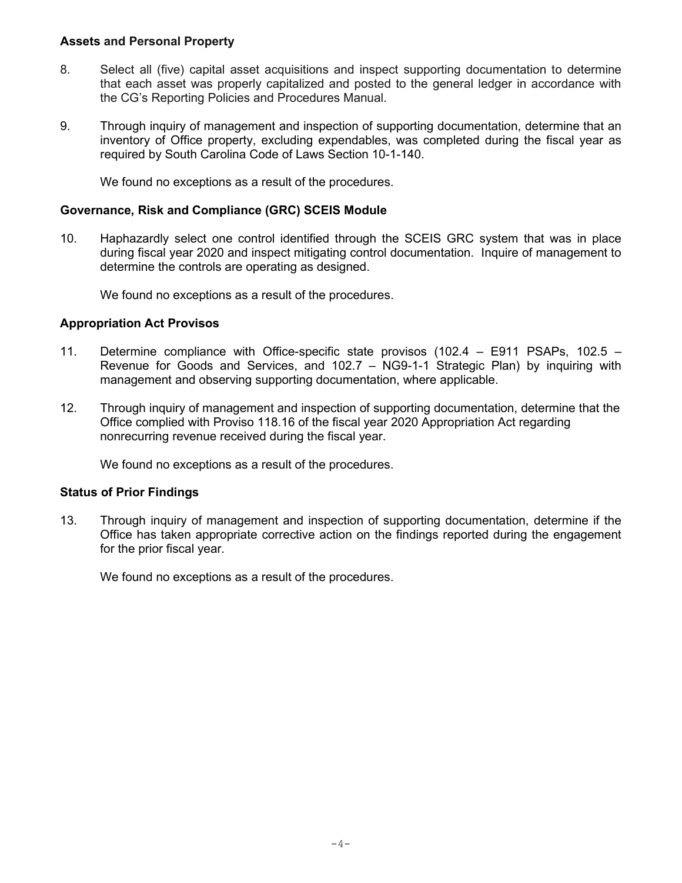### Assets and Personal Property

8. Select all (five) capital asset acquisitions and inspect supporting documentation to determine that each asset was properly capitalized and posted to the general ledger in accordance with the CG's Reporting Policies and Procedures Manual.

9. Through inquiry of management and inspection of supporting documentation, determine that an inventory of Office property, excluding expendables, was completed during the fiscal year as required by South Carolina Code of Laws Section 10-1-140.

   We found no exceptions as a result of the procedures.

### Governance, Risk and Compliance (GRC) SCEIS Module

10. Haphazardly select one control identified through the SCEIS GRC system that was in place during fiscal year 2020 and inspect mitigating control documentation. Inquire of management to determine the controls are operating as designed.

    We found no exceptions as a result of the procedures.

### Appropriation Act Provisos

11. Determine compliance with Office-specific state provisos (102.4 – E911 PSAPs, 102.5 – Revenue for Goods and Services, and 102.7 – NG9-1-1 Strategic Plan) by inquiring with management and observing supporting documentation, where applicable.

12. Through inquiry of management and inspection of supporting documentation, determine that the Office complied with Proviso 118.16 of the fiscal year 2020 Appropriation Act regarding nonrecurring revenue received during the fiscal year.

    We found no exceptions as a result of the procedures.

### Status of Prior Findings

13. Through inquiry of management and inspection of supporting documentation, determine if the Office has taken appropriate corrective action on the findings reported during the engagement for the prior fiscal year.

    We found no exceptions as a result of the procedures.